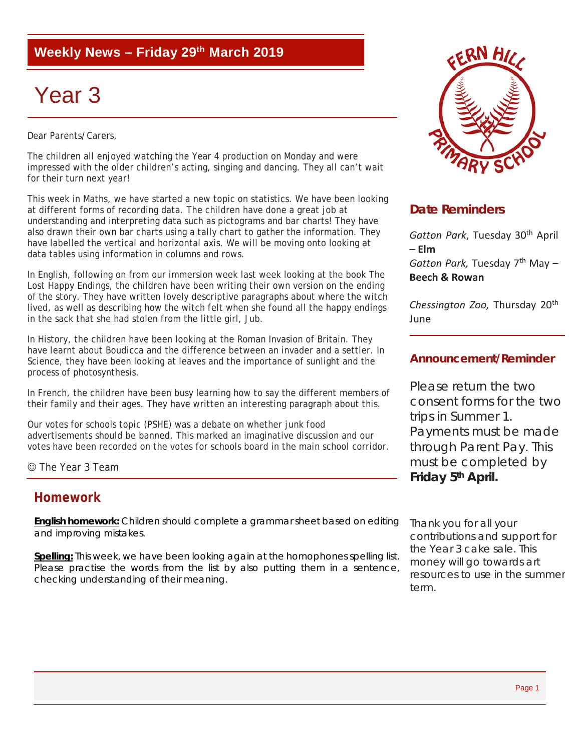## Weekly News – Friday 29th March 2019

# Year 3

Dear Parents/Carers,

The children all enjoyed watching the Year 4 production on Monday and were impressed with the older children's acting, singing and dancing. They all can't wait for their turn next year!

This week in Maths, we have started a new topic on statistics. We have been looking at different forms of recording data. The children have done a great job at understanding and interpreting data such as pictograms and bar charts! They have also drawn their own bar charts using a tally chart to gather the information. They have labelled the vertical and horizontal axis. We will be moving onto looking at data tables using information in columns and rows.

In English, following on from our immersion week last week looking at the book The Lost Happy Endings, the children have been writing their own version on the ending of the story. They have written lovely descriptive paragraphs about where the witch lived, as well as describing how the witch felt when she found all the happy endings in the sack that she had stolen from the little girl, Jub.

In History, the children have been looking at the Roman Invasion of Britain. They have learnt about Boudicca and the difference between an invader and a settler. In Science, they have been looking at leaves and the importance of sunlight and the process of photosynthesis.

In French, the children have been busy learning how to say the different members of their family and their ages. They have written an interesting paragraph about this.

Our votes for schools topic (PSHE) was a debate on whether junk food advertisements should be banned. This marked an imaginative discussion and our votes have been recorded on the votes for schools board in the main school corridor.

☺ The Year 3 Team

## Homework

**English homework:** Children should complete a grammar sheet based on editing and improving mistakes.

**Spelling:** This week, we have been looking again at the homophones spelling list. Please practise the words from the list by also putting them in a sentence, checking understanding of their meaning.

FERN HILL PRIMARY SCHOOL

## Date Reminders

*Gatton Park*, Tuesday 30th April – **Elm**
*Gatton Park,* Tuesday 7th May – **Beech & Rowan**

*Chessington Zoo,* Thursday 20th June

## Announcement/Reminder

Please return the two consent forms for the two trips in Summer 1. Payments must be made through Parent Pay. This must be completed by **Friday 5th April.**

Thank you for all your contributions and support for the Year 3 cake sale. This money will go towards art resources to use in the summer term.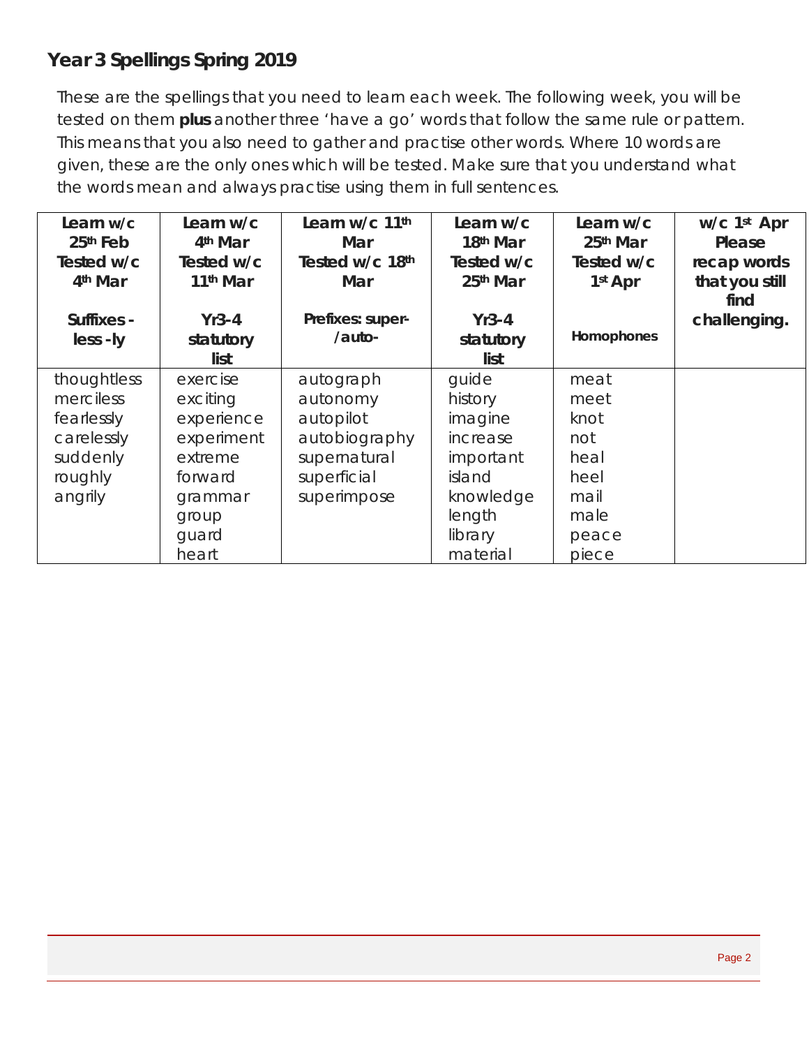## Year 3 Spellings Spring 2019

These are the spellings that you need to learn each week. The following week, you will be tested on them **plus** another three 'have a go' words that follow the same rule or pattern. This means that you also need to gather and practise other words. Where 10 words are given, these are the only ones which will be tested. Make sure that you understand what the words mean and always practise using them in full sentences.

| **Learn w/c 25th Feb Tested w/c 4th Mar** **Suffixes - less -ly** | **Learn w/c 4th Mar Tested w/c 11th Mar** **Yr3-4 statutory list** | **Learn w/c 11th Mar Tested w/c 18th Mar** **Prefixes: super- /auto-** | **Learn w/c 18th Mar Tested w/c 25th Mar** **Yr3-4 statutory list** | **Learn w/c 25th Mar Tested w/c 1st Apr** **Homophones** | **w/c 1st Apr Please recap words that you still find challenging.** |
|---|---|---|---|---|---|
| thoughtless | exercise | autograph | guide | meat | |
| merciless | exciting | autonomy | history | meet | |
| fearlessly | experience | autopilot | imagine | knot | |
| carelessly | experiment | autobiography | increase | not | |
| suddenly | extreme | supernatural | important | heal | |
| roughly | forward | superficial | island | heel | |
| angrily | grammar | superimpose | knowledge | mail | |
| | group | | length | male | |
| | guard | | library | peace | |
| | heart | | material | piece | |